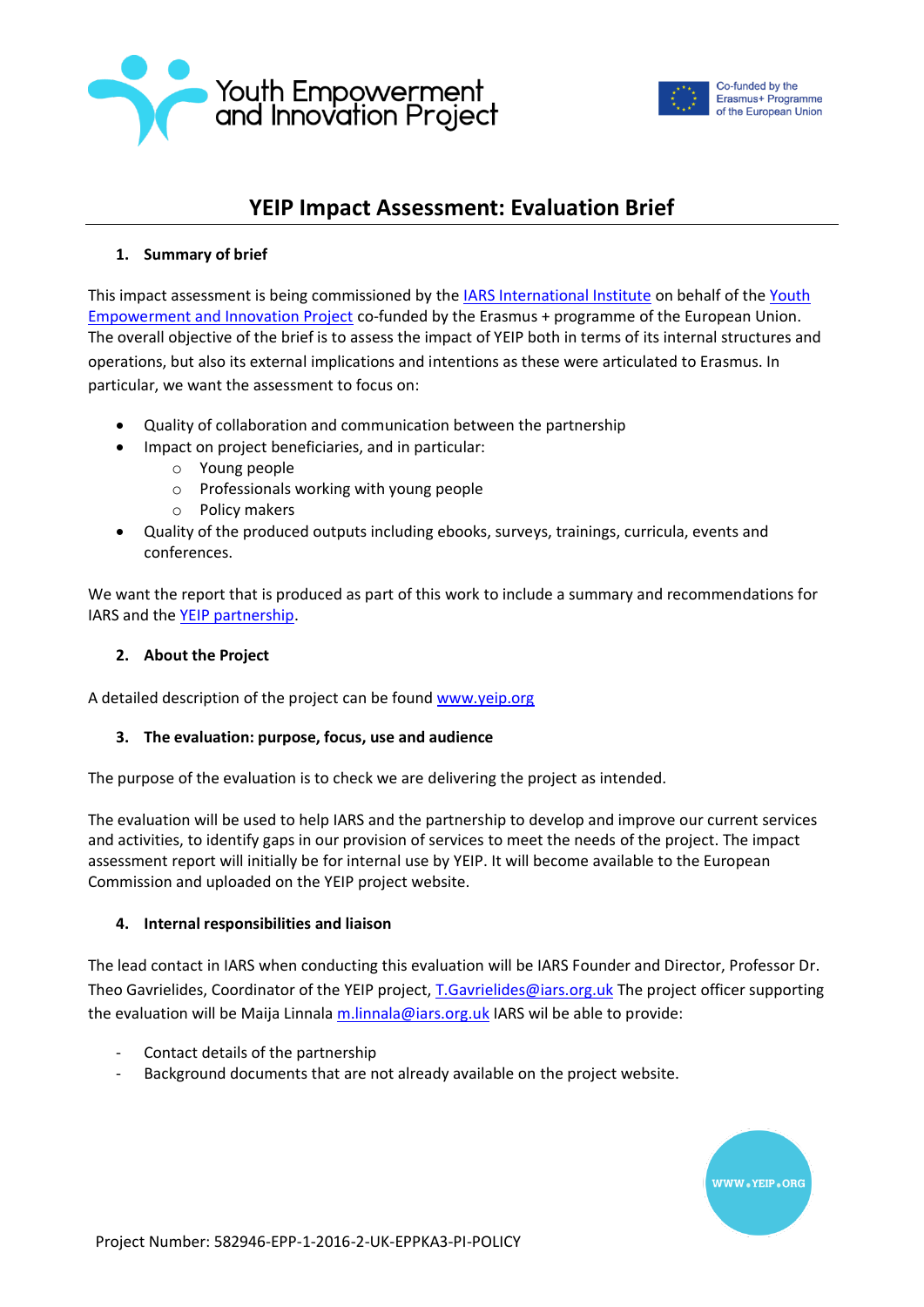# YEIP Impact Assessment: Evaluation Brief

## 1. Summary of brief

This impact assessment is being commissioned by the IARS International Institute on behalf of the Youth Empowerment and Innovation Project co-funded by the Erasmus + programme of the European Union. The overall objective of the brief is to assess the impact of YEIP both in terms of its internal structures and operations, but also its external implications and intentions as these were articulated to Erasmus. In particular, we want the assessment to focus on:

- Quality of collaboration and communication between the partnership
- Impact on project beneficiaries, and in particular:
  - Young people
  - Professionals working with young people
  - Policy makers
- Quality of the produced outputs including ebooks, surveys, trainings, curricula, events and conferences.

We want the report that is produced as part of this work to include a summary and recommendations for IARS and the YEIP partnership.

## 2. About the Project

A detailed description of the project can be found www.yeip.org

## 3. The evaluation: purpose, focus, use and audience

The purpose of the evaluation is to check we are delivering the project as intended.

The evaluation will be used to help IARS and the partnership to develop and improve our current services and activities, to identify gaps in our provision of services to meet the needs of the project. The impact assessment report will initially be for internal use by YEIP. It will become available to the European Commission and uploaded on the YEIP project website.

## 4. Internal responsibilities and liaison

The lead contact in IARS when conducting this evaluation will be IARS Founder and Director, Professor Dr. Theo Gavrielides, Coordinator of the YEIP project, T.Gavrielides@iars.org.uk The project officer supporting the evaluation will be Maija Linnala m.linnala@iars.org.uk IARS wil be able to provide:

- Contact details of the partnership
- Background documents that are not already available on the project website.

Project Number: 582946-EPP-1-2016-2-UK-EPPKA3-PI-POLICY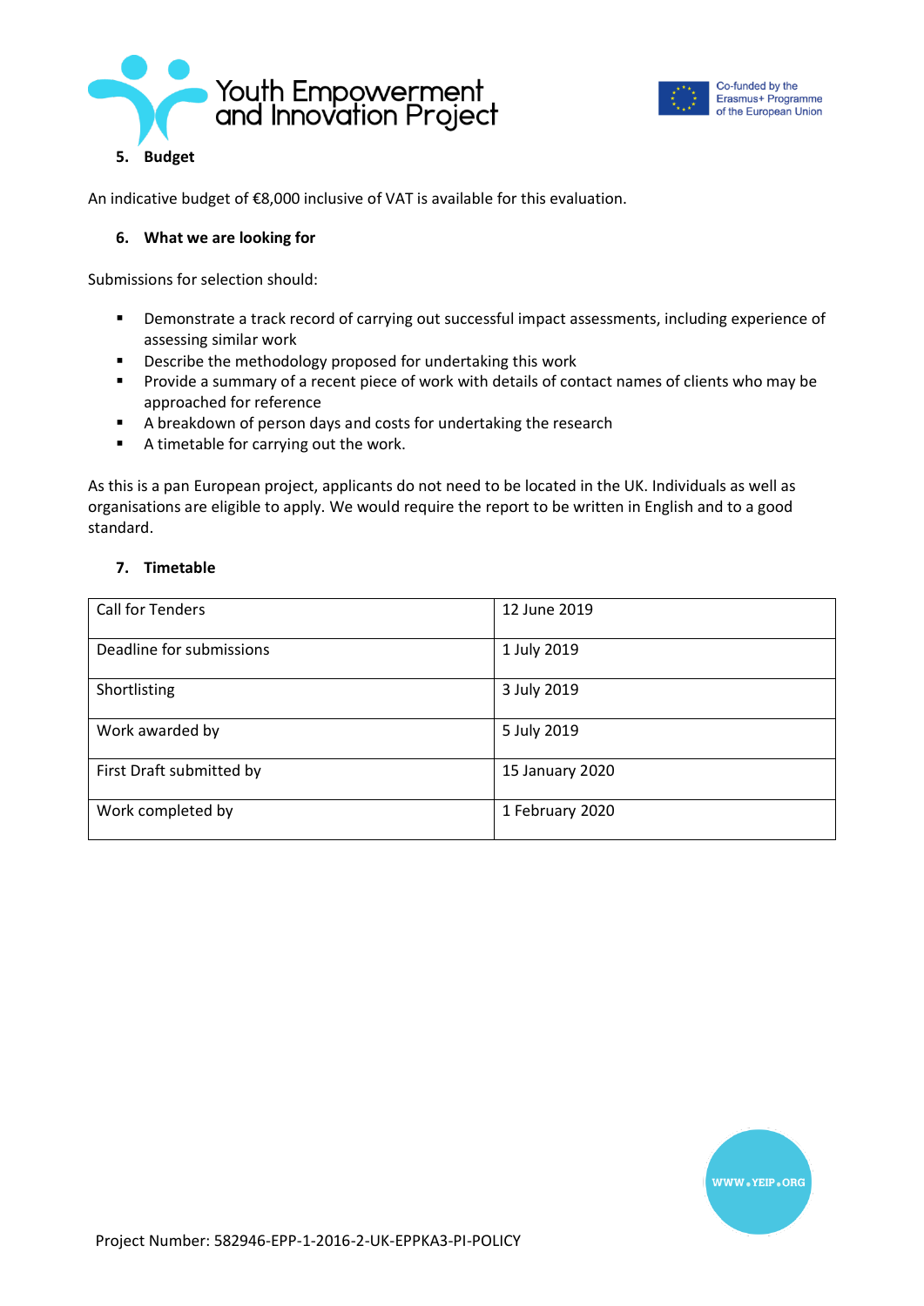## 5. Budget

An indicative budget of €8,000 inclusive of VAT is available for this evaluation.

## 6. What we are looking for

Submissions for selection should:

- Demonstrate a track record of carrying out successful impact assessments, including experience of assessing similar work
- Describe the methodology proposed for undertaking this work
- Provide a summary of a recent piece of work with details of contact names of clients who may be approached for reference
- A breakdown of person days and costs for undertaking the research
- A timetable for carrying out the work.

As this is a pan European project, applicants do not need to be located in the UK. Individuals as well as organisations are eligible to apply. We would require the report to be written in English and to a good standard.

## 7. Timetable

| | |
|---|---|
| Call for Tenders | 12 June 2019 |
| Deadline for submissions | 1 July 2019 |
| Shortlisting | 3 July 2019 |
| Work awarded by | 5 July 2019 |
| First Draft submitted by | 15 January 2020 |
| Work completed by | 1 February 2020 |